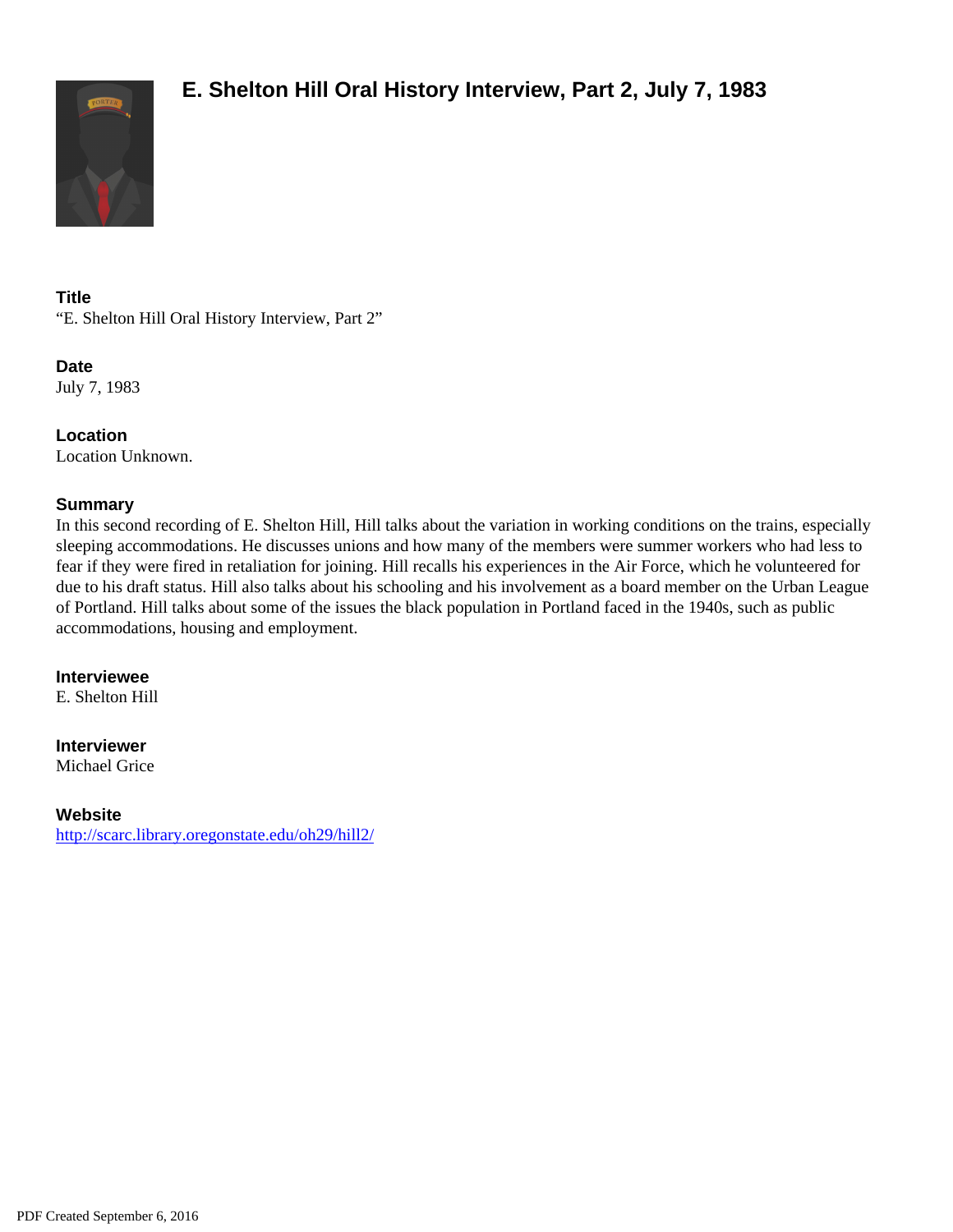# E. Shelton Hill Oral History Interview, Part 2, July 7, 1983

### Title
"E. Shelton Hill Oral History Interview, Part 2"

### Date
July 7, 1983

### Location
Location Unknown.

### Summary
In this second recording of E. Shelton Hill, Hill talks about the variation in working conditions on the trains, especially sleeping accommodations. He discusses unions and how many of the members were summer workers who had less to fear if they were fired in retaliation for joining. Hill recalls his experiences in the Air Force, which he volunteered for due to his draft status. Hill also talks about his schooling and his involvement as a board member on the Urban League of Portland. Hill talks about some of the issues the black population in Portland faced in the 1940s, such as public accommodations, housing and employment.

### Interviewee
E. Shelton Hill

### Interviewer
Michael Grice

### Website
http://scarc.library.oregonstate.edu/oh29/hill2/

PDF Created September 6, 2016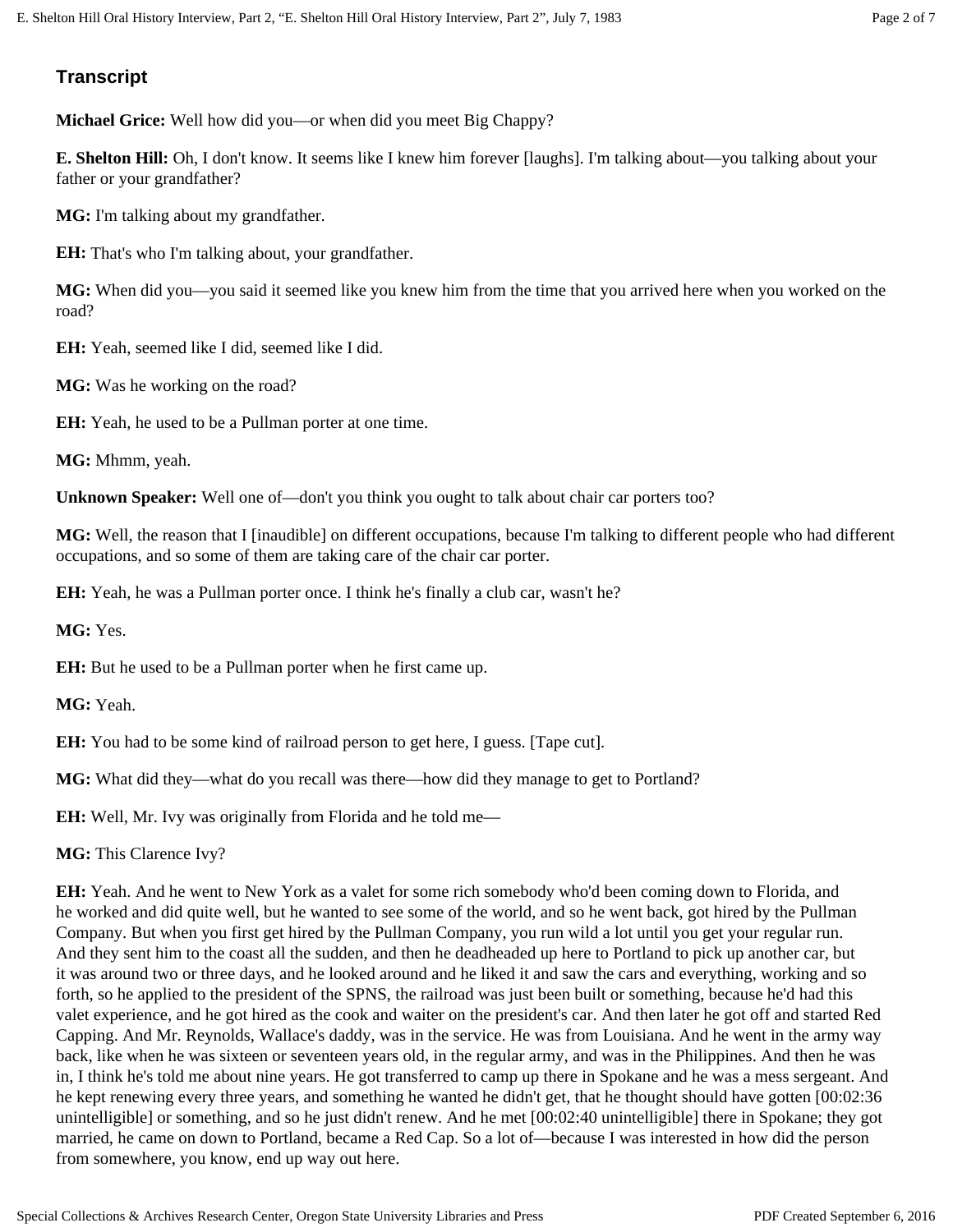## Transcript

**Michael Grice:** Well how did you—or when did you meet Big Chappy?

**E. Shelton Hill:** Oh, I don't know. It seems like I knew him forever [laughs]. I'm talking about—you talking about your father or your grandfather?

**MG:** I'm talking about my grandfather.

**EH:** That's who I'm talking about, your grandfather.

**MG:** When did you—you said it seemed like you knew him from the time that you arrived here when you worked on the road?

**EH:** Yeah, seemed like I did, seemed like I did.

**MG:** Was he working on the road?

**EH:** Yeah, he used to be a Pullman porter at one time.

**MG:** Mhmm, yeah.

**Unknown Speaker:** Well one of—don't you think you ought to talk about chair car porters too?

**MG:** Well, the reason that I [inaudible] on different occupations, because I'm talking to different people who had different occupations, and so some of them are taking care of the chair car porter.

**EH:** Yeah, he was a Pullman porter once. I think he's finally a club car, wasn't he?

**MG:** Yes.

**EH:** But he used to be a Pullman porter when he first came up.

**MG:** Yeah.

**EH:** You had to be some kind of railroad person to get here, I guess. [Tape cut].

**MG:** What did they—what do you recall was there—how did they manage to get to Portland?

**EH:** Well, Mr. Ivy was originally from Florida and he told me—

**MG:** This Clarence Ivy?

**EH:** Yeah. And he went to New York as a valet for some rich somebody who'd been coming down to Florida, and he worked and did quite well, but he wanted to see some of the world, and so he went back, got hired by the Pullman Company. But when you first get hired by the Pullman Company, you run wild a lot until you get your regular run. And they sent him to the coast all the sudden, and then he deadheaded up here to Portland to pick up another car, but it was around two or three days, and he looked around and he liked it and saw the cars and everything, working and so forth, so he applied to the president of the SPNS, the railroad was just been built or something, because he'd had this valet experience, and he got hired as the cook and waiter on the president's car. And then later he got off and started Red Capping. And Mr. Reynolds, Wallace's daddy, was in the service. He was from Louisiana. And he went in the army way back, like when he was sixteen or seventeen years old, in the regular army, and was in the Philippines. And then he was in, I think he's told me about nine years. He got transferred to camp up there in Spokane and he was a mess sergeant. And he kept renewing every three years, and something he wanted he didn't get, that he thought should have gotten [00:02:36 unintelligible] or something, and so he just didn't renew. And he met [00:02:40 unintelligible] there in Spokane; they got married, he came on down to Portland, became a Red Cap. So a lot of—because I was interested in how did the person from somewhere, you know, end up way out here.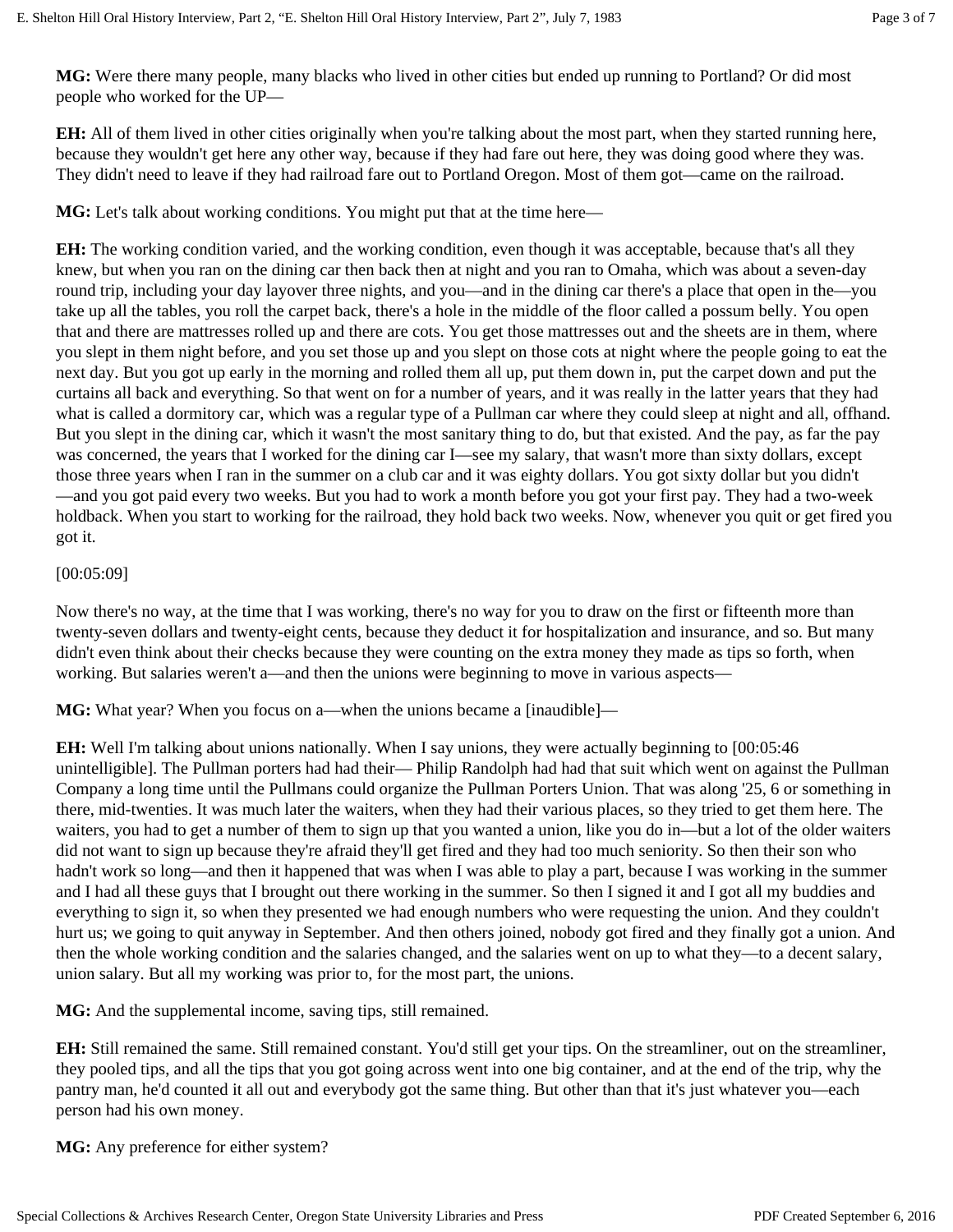**MG:** Were there many people, many blacks who lived in other cities but ended up running to Portland? Or did most people who worked for the UP—

**EH:** All of them lived in other cities originally when you're talking about the most part, when they started running here, because they wouldn't get here any other way, because if they had fare out here, they was doing good where they was. They didn't need to leave if they had railroad fare out to Portland Oregon. Most of them got—came on the railroad.

**MG:** Let's talk about working conditions. You might put that at the time here—

**EH:** The working condition varied, and the working condition, even though it was acceptable, because that's all they knew, but when you ran on the dining car then back then at night and you ran to Omaha, which was about a seven-day round trip, including your day layover three nights, and you—and in the dining car there's a place that open in the—you take up all the tables, you roll the carpet back, there's a hole in the middle of the floor called a possum belly. You open that and there are mattresses rolled up and there are cots. You get those mattresses out and the sheets are in them, where you slept in them night before, and you set those up and you slept on those cots at night where the people going to eat the next day. But you got up early in the morning and rolled them all up, put them down in, put the carpet down and put the curtains all back and everything. So that went on for a number of years, and it was really in the latter years that they had what is called a dormitory car, which was a regular type of a Pullman car where they could sleep at night and all, offhand. But you slept in the dining car, which it wasn't the most sanitary thing to do, but that existed. And the pay, as far the pay was concerned, the years that I worked for the dining car I—see my salary, that wasn't more than sixty dollars, except those three years when I ran in the summer on a club car and it was eighty dollars. You got sixty dollar but you didn't—and you got paid every two weeks. But you had to work a month before you got your first pay. They had a two-week holdback. When you start to working for the railroad, they hold back two weeks. Now, whenever you quit or get fired you got it.

[00:05:09]

Now there's no way, at the time that I was working, there's no way for you to draw on the first or fifteenth more than twenty-seven dollars and twenty-eight cents, because they deduct it for hospitalization and insurance, and so. But many didn't even think about their checks because they were counting on the extra money they made as tips so forth, when working. But salaries weren't a—and then the unions were beginning to move in various aspects—

**MG:** What year? When you focus on a—when the unions became a [inaudible]—

**EH:** Well I'm talking about unions nationally. When I say unions, they were actually beginning to [00:05:46 unintelligible]. The Pullman porters had had their— Philip Randolph had had that suit which went on against the Pullman Company a long time until the Pullmans could organize the Pullman Porters Union. That was along '25, 6 or something in there, mid-twenties. It was much later the waiters, when they had their various places, so they tried to get them here. The waiters, you had to get a number of them to sign up that you wanted a union, like you do in—but a lot of the older waiters did not want to sign up because they're afraid they'll get fired and they had too much seniority. So then their son who hadn't work so long—and then it happened that was when I was able to play a part, because I was working in the summer and I had all these guys that I brought out there working in the summer. So then I signed it and I got all my buddies and everything to sign it, so when they presented we had enough numbers who were requesting the union. And they couldn't hurt us; we going to quit anyway in September. And then others joined, nobody got fired and they finally got a union. And then the whole working condition and the salaries changed, and the salaries went on up to what they—to a decent salary, union salary. But all my working was prior to, for the most part, the unions.

**MG:** And the supplemental income, saving tips, still remained.

**EH:** Still remained the same. Still remained constant. You'd still get your tips. On the streamliner, out on the streamliner, they pooled tips, and all the tips that you got going across went into one big container, and at the end of the trip, why the pantry man, he'd counted it all out and everybody got the same thing. But other than that it's just whatever you—each person had his own money.

**MG:** Any preference for either system?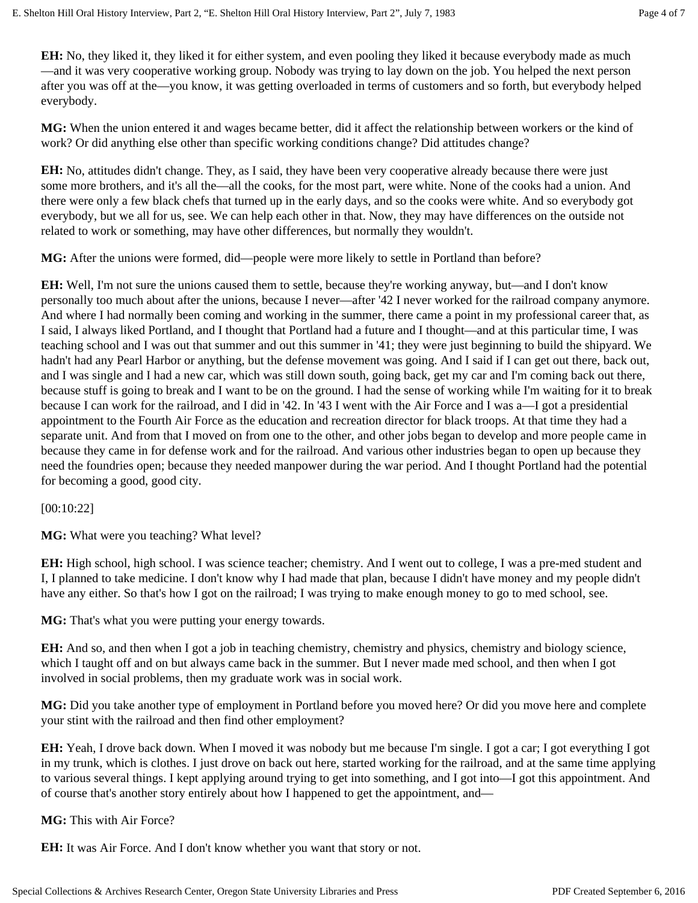**EH:** No, they liked it, they liked it for either system, and even pooling they liked it because everybody made as much—and it was very cooperative working group. Nobody was trying to lay down on the job. You helped the next person after you was off at the—you know, it was getting overloaded in terms of customers and so forth, but everybody helped everybody.

**MG:** When the union entered it and wages became better, did it affect the relationship between workers or the kind of work? Or did anything else other than specific working conditions change? Did attitudes change?

**EH:** No, attitudes didn't change. They, as I said, they have been very cooperative already because there were just some more brothers, and it's all the—all the cooks, for the most part, were white. None of the cooks had a union. And there were only a few black chefs that turned up in the early days, and so the cooks were white. And so everybody got everybody, but we all for us, see. We can help each other in that. Now, they may have differences on the outside not related to work or something, may have other differences, but normally they wouldn't.

**MG:** After the unions were formed, did—people were more likely to settle in Portland than before?

**EH:** Well, I'm not sure the unions caused them to settle, because they're working anyway, but—and I don't know personally too much about after the unions, because I never—after '42 I never worked for the railroad company anymore. And where I had normally been coming and working in the summer, there came a point in my professional career that, as I said, I always liked Portland, and I thought that Portland had a future and I thought—and at this particular time, I was teaching school and I was out that summer and out this summer in '41; they were just beginning to build the shipyard. We hadn't had any Pearl Harbor or anything, but the defense movement was going. And I said if I can get out there, back out, and I was single and I had a new car, which was still down south, going back, get my car and I'm coming back out there, because stuff is going to break and I want to be on the ground. I had the sense of working while I'm waiting for it to break because I can work for the railroad, and I did in '42. In '43 I went with the Air Force and I was a—I got a presidential appointment to the Fourth Air Force as the education and recreation director for black troops. At that time they had a separate unit. And from that I moved on from one to the other, and other jobs began to develop and more people came in because they came in for defense work and for the railroad. And various other industries began to open up because they need the foundries open; because they needed manpower during the war period. And I thought Portland had the potential for becoming a good, good city.

[00:10:22]

**MG:** What were you teaching? What level?

**EH:** High school, high school. I was science teacher; chemistry. And I went out to college, I was a pre-med student and I, I planned to take medicine. I don't know why I had made that plan, because I didn't have money and my people didn't have any either. So that's how I got on the railroad; I was trying to make enough money to go to med school, see.

**MG:** That's what you were putting your energy towards.

**EH:** And so, and then when I got a job in teaching chemistry, chemistry and physics, chemistry and biology science, which I taught off and on but always came back in the summer. But I never made med school, and then when I got involved in social problems, then my graduate work was in social work.

**MG:** Did you take another type of employment in Portland before you moved here? Or did you move here and complete your stint with the railroad and then find other employment?

**EH:** Yeah, I drove back down. When I moved it was nobody but me because I'm single. I got a car; I got everything I got in my trunk, which is clothes. I just drove on back out here, started working for the railroad, and at the same time applying to various several things. I kept applying around trying to get into something, and I got into—I got this appointment. And of course that's another story entirely about how I happened to get the appointment, and—

**MG:** This with Air Force?

**EH:** It was Air Force. And I don't know whether you want that story or not.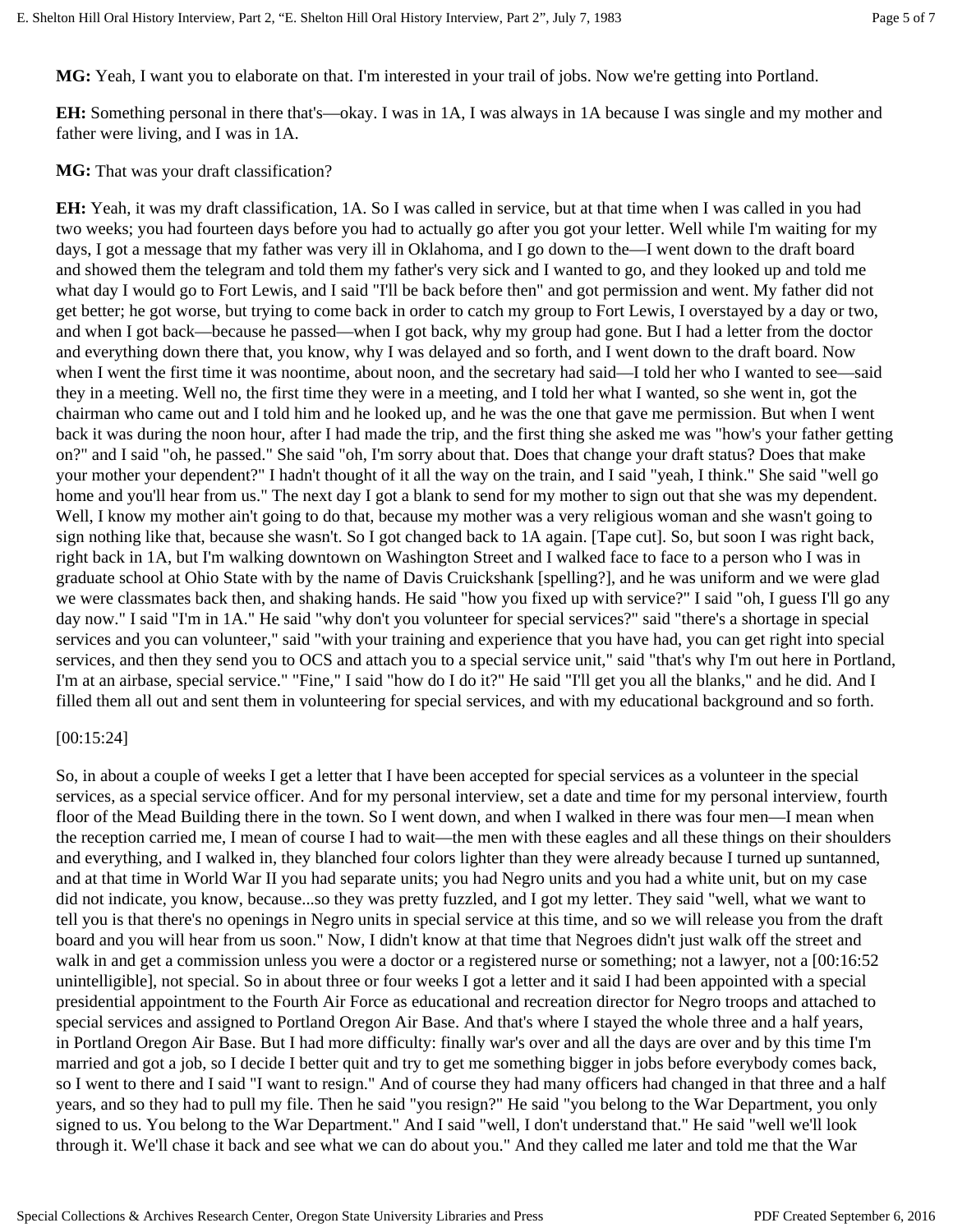**MG:** Yeah, I want you to elaborate on that. I'm interested in your trail of jobs. Now we're getting into Portland.

**EH:** Something personal in there that's—okay. I was in 1A, I was always in 1A because I was single and my mother and father were living, and I was in 1A.

**MG:** That was your draft classification?

**EH:** Yeah, it was my draft classification, 1A. So I was called in service, but at that time when I was called in you had two weeks; you had fourteen days before you had to actually go after you got your letter. Well while I'm waiting for my days, I got a message that my father was very ill in Oklahoma, and I go down to the—I went down to the draft board and showed them the telegram and told them my father's very sick and I wanted to go, and they looked up and told me what day I would go to Fort Lewis, and I said "I'll be back before then" and got permission and went. My father did not get better; he got worse, but trying to come back in order to catch my group to Fort Lewis, I overstayed by a day or two, and when I got back—because he passed—when I got back, why my group had gone. But I had a letter from the doctor and everything down there that, you know, why I was delayed and so forth, and I went down to the draft board. Now when I went the first time it was noontime, about noon, and the secretary had said—I told her who I wanted to see—said they in a meeting. Well no, the first time they were in a meeting, and I told her what I wanted, so she went in, got the chairman who came out and I told him and he looked up, and he was the one that gave me permission. But when I went back it was during the noon hour, after I had made the trip, and the first thing she asked me was "how's your father getting on?" and I said "oh, he passed." She said "oh, I'm sorry about that. Does that change your draft status? Does that make your mother your dependent?" I hadn't thought of it all the way on the train, and I said "yeah, I think." She said "well go home and you'll hear from us." The next day I got a blank to send for my mother to sign out that she was my dependent. Well, I know my mother ain't going to do that, because my mother was a very religious woman and she wasn't going to sign nothing like that, because she wasn't. So I got changed back to 1A again. [Tape cut]. So, but soon I was right back, right back in 1A, but I'm walking downtown on Washington Street and I walked face to face to a person who I was in graduate school at Ohio State with by the name of Davis Cruickshank [spelling?], and he was uniform and we were glad we were classmates back then, and shaking hands. He said "how you fixed up with service?" I said "oh, I guess I'll go any day now." I said "I'm in 1A." He said "why don't you volunteer for special services?" said "there's a shortage in special services and you can volunteer," said "with your training and experience that you have had, you can get right into special services, and then they send you to OCS and attach you to a special service unit," said "that's why I'm out here in Portland, I'm at an airbase, special service." "Fine," I said "how do I do it?" He said "I'll get you all the blanks," and he did. And I filled them all out and sent them in volunteering for special services, and with my educational background and so forth.

[00:15:24]

So, in about a couple of weeks I get a letter that I have been accepted for special services as a volunteer in the special services, as a special service officer. And for my personal interview, set a date and time for my personal interview, fourth floor of the Mead Building there in the town. So I went down, and when I walked in there was four men—I mean when the reception carried me, I mean of course I had to wait—the men with these eagles and all these things on their shoulders and everything, and I walked in, they blanched four colors lighter than they were already because I turned up suntanned, and at that time in World War II you had separate units; you had Negro units and you had a white unit, but on my case did not indicate, you know, because...so they was pretty fuzzled, and I got my letter. They said "well, what we want to tell you is that there's no openings in Negro units in special service at this time, and so we will release you from the draft board and you will hear from us soon." Now, I didn't know at that time that Negroes didn't just walk off the street and walk in and get a commission unless you were a doctor or a registered nurse or something; not a lawyer, not a [00:16:52 unintelligible], not special. So in about three or four weeks I got a letter and it said I had been appointed with a special presidential appointment to the Fourth Air Force as educational and recreation director for Negro troops and attached to special services and assigned to Portland Oregon Air Base. And that's where I stayed the whole three and a half years, in Portland Oregon Air Base. But I had more difficulty: finally war's over and all the days are over and by this time I'm married and got a job, so I decide I better quit and try to get me something bigger in jobs before everybody comes back, so I went to there and I said "I want to resign." And of course they had many officers had changed in that three and a half years, and so they had to pull my file. Then he said "you resign?" He said "you belong to the War Department, you only signed to us. You belong to the War Department." And I said "well, I don't understand that." He said "well we'll look through it. We'll chase it back and see what we can do about you." And they called me later and told me that the War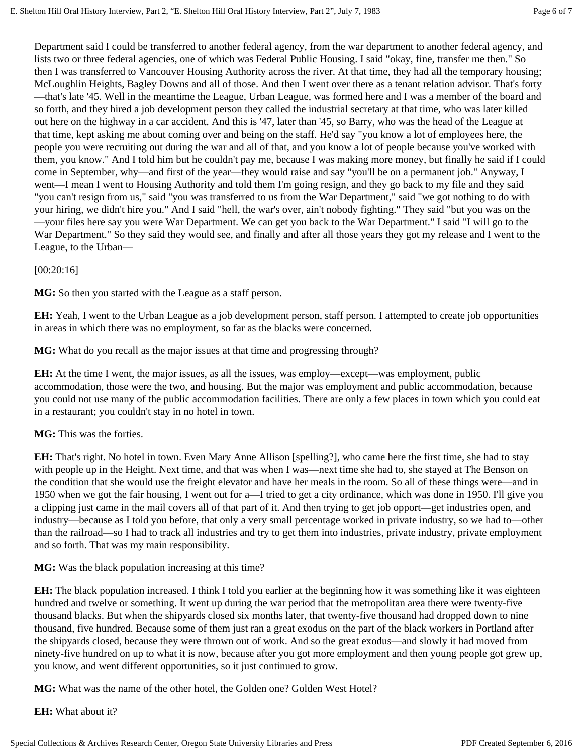Department said I could be transferred to another federal agency, from the war department to another federal agency, and lists two or three federal agencies, one of which was Federal Public Housing. I said "okay, fine, transfer me then." So then I was transferred to Vancouver Housing Authority across the river. At that time, they had all the temporary housing; McLoughlin Heights, Bagley Downs and all of those. And then I went over there as a tenant relation advisor. That's forty—that's late '45. Well in the meantime the League, Urban League, was formed here and I was a member of the board and so forth, and they hired a job development person they called the industrial secretary at that time, who was later killed out here on the highway in a car accident. And this is '47, later than '45, so Barry, who was the head of the League at that time, kept asking me about coming over and being on the staff. He'd say "you know a lot of employees here, the people you were recruiting out during the war and all of that, and you know a lot of people because you've worked with them, you know." And I told him but he couldn't pay me, because I was making more money, but finally he said if I could come in September, why—and first of the year—they would raise and say "you'll be on a permanent job." Anyway, I went—I mean I went to Housing Authority and told them I'm going resign, and they go back to my file and they said "you can't resign from us," said "you was transferred to us from the War Department," said "we got nothing to do with your hiring, we didn't hire you." And I said "hell, the war's over, ain't nobody fighting." They said "but you was on the—your files here say you were War Department. We can get you back to the War Department." I said "I will go to the War Department." So they said they would see, and finally and after all those years they got my release and I went to the League, to the Urban—

[00:20:16]

**MG:** So then you started with the League as a staff person.

**EH:** Yeah, I went to the Urban League as a job development person, staff person. I attempted to create job opportunities in areas in which there was no employment, so far as the blacks were concerned.

**MG:** What do you recall as the major issues at that time and progressing through?

**EH:** At the time I went, the major issues, as all the issues, was employ—except—was employment, public accommodation, those were the two, and housing. But the major was employment and public accommodation, because you could not use many of the public accommodation facilities. There are only a few places in town which you could eat in a restaurant; you couldn't stay in no hotel in town.

**MG:** This was the forties.

**EH:** That's right. No hotel in town. Even Mary Anne Allison [spelling?], who came here the first time, she had to stay with people up in the Height. Next time, and that was when I was—next time she had to, she stayed at The Benson on the condition that she would use the freight elevator and have her meals in the room. So all of these things were—and in 1950 when we got the fair housing, I went out for a—I tried to get a city ordinance, which was done in 1950. I'll give you a clipping just came in the mail covers all of that part of it. And then trying to get job opport—get industries open, and industry—because as I told you before, that only a very small percentage worked in private industry, so we had to—other than the railroad—so I had to track all industries and try to get them into industries, private industry, private employment and so forth. That was my main responsibility.

**MG:** Was the black population increasing at this time?

**EH:** The black population increased. I think I told you earlier at the beginning how it was something like it was eighteen hundred and twelve or something. It went up during the war period that the metropolitan area there were twenty-five thousand blacks. But when the shipyards closed six months later, that twenty-five thousand had dropped down to nine thousand, five hundred. Because some of them just ran a great exodus on the part of the black workers in Portland after the shipyards closed, because they were thrown out of work. And so the great exodus—and slowly it had moved from ninety-five hundred on up to what it is now, because after you got more employment and then young people got grew up, you know, and went different opportunities, so it just continued to grow.

**MG:** What was the name of the other hotel, the Golden one? Golden West Hotel?

**EH:** What about it?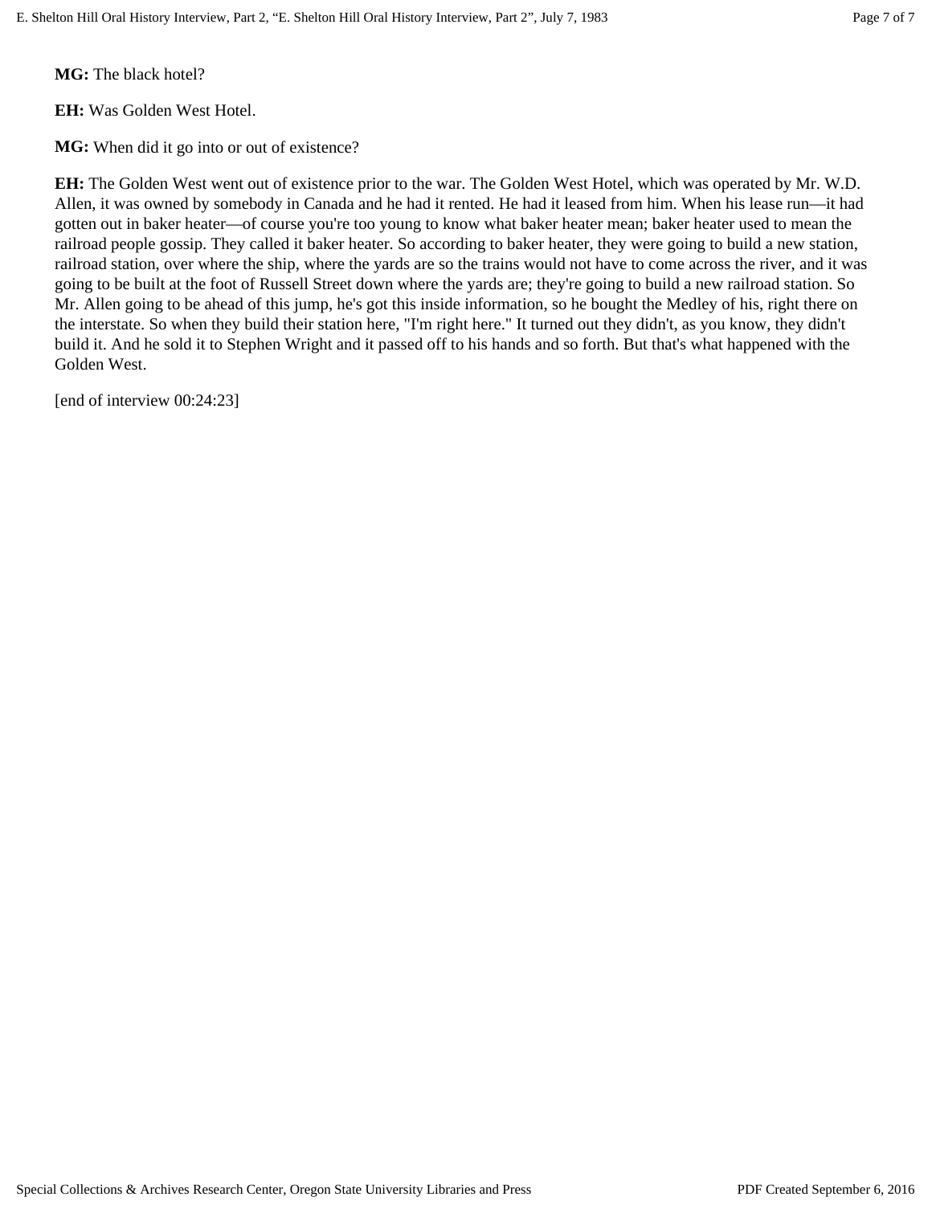**MG:** The black hotel?

**EH:** Was Golden West Hotel.

**MG:** When did it go into or out of existence?

**EH:** The Golden West went out of existence prior to the war. The Golden West Hotel, which was operated by Mr. W.D. Allen, it was owned by somebody in Canada and he had it rented. He had it leased from him. When his lease run—it had gotten out in baker heater—of course you're too young to know what baker heater mean; baker heater used to mean the railroad people gossip. They called it baker heater. So according to baker heater, they were going to build a new station, railroad station, over where the ship, where the yards are so the trains would not have to come across the river, and it was going to be built at the foot of Russell Street down where the yards are; they're going to build a new railroad station. So Mr. Allen going to be ahead of this jump, he's got this inside information, so he bought the Medley of his, right there on the interstate. So when they build their station here, "I'm right here." It turned out they didn't, as you know, they didn't build it. And he sold it to Stephen Wright and it passed off to his hands and so forth. But that's what happened with the Golden West.

[end of interview 00:24:23]